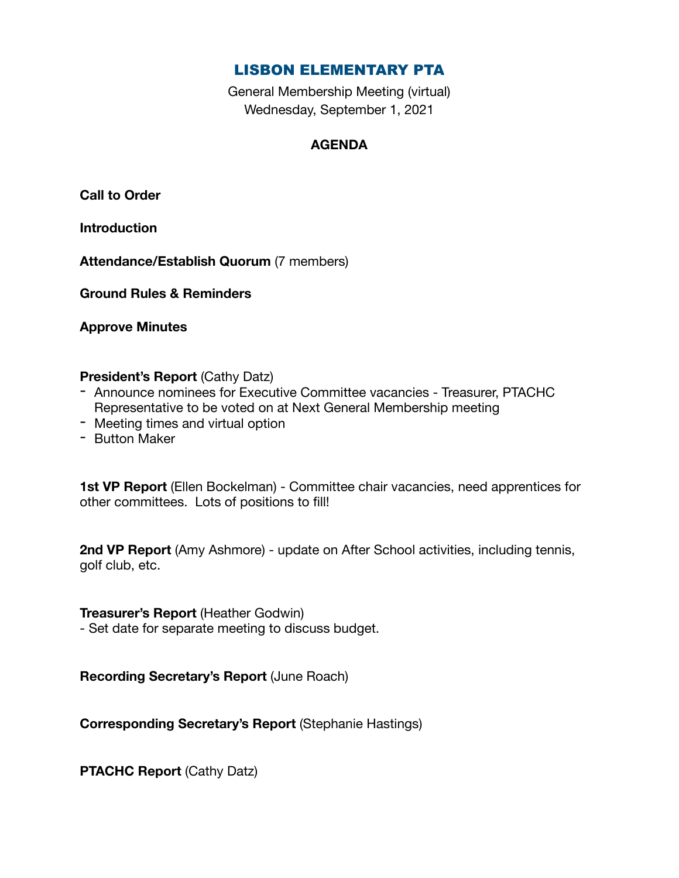# LISBON ELEMENTARY PTA

General Membership Meeting (virtual)
Wednesday, September 1, 2021

## AGENDA

**Call to Order**

**Introduction**

**Attendance/Establish Quorum** (7 members)

**Ground Rules & Reminders**

**Approve Minutes**

**President's Report** (Cathy Datz)

- Announce nominees for Executive Committee vacancies - Treasurer, PTACHC Representative to be voted on at Next General Membership meeting
- Meeting times and virtual option
- Button Maker

**1st VP Report** (Ellen Bockelman) - Committee chair vacancies, need apprentices for other committees. Lots of positions to fill!

**2nd VP Report** (Amy Ashmore) - update on After School activities, including tennis, golf club, etc.

**Treasurer's Report** (Heather Godwin)

- Set date for separate meeting to discuss budget.

**Recording Secretary's Report** (June Roach)

**Corresponding Secretary's Report** (Stephanie Hastings)

**PTACHC Report** (Cathy Datz)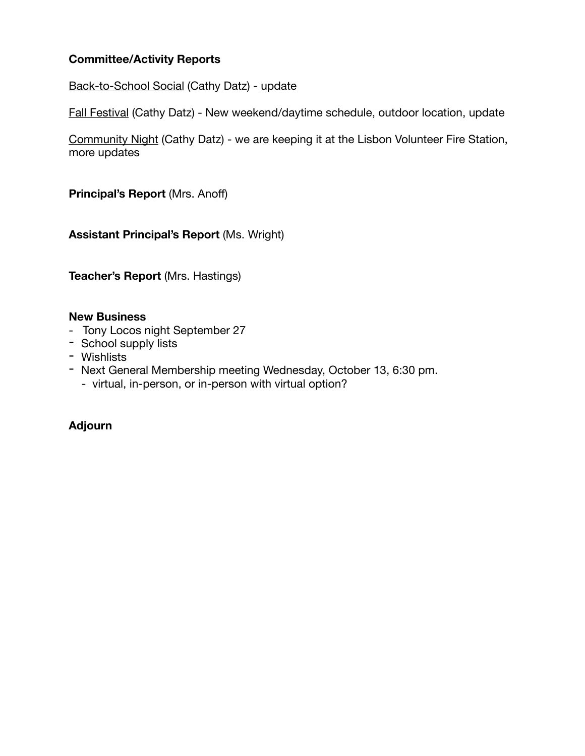**Committee/Activity Reports**

<u>Back-to-School Social</u> (Cathy Datz) - update

<u>Fall Festival</u> (Cathy Datz) - New weekend/daytime schedule, outdoor location, update

<u>Community Night</u> (Cathy Datz) - we are keeping it at the Lisbon Volunteer Fire Station, more updates

**Principal's Report** (Mrs. Anoff)

**Assistant Principal's Report** (Ms. Wright)

**Teacher's Report** (Mrs. Hastings)

**New Business**

- Tony Locos night September 27
- School supply lists
- Wishlists
- Next General Membership meeting Wednesday, October 13, 6:30 pm.
  - virtual, in-person, or in-person with virtual option?

**Adjourn**